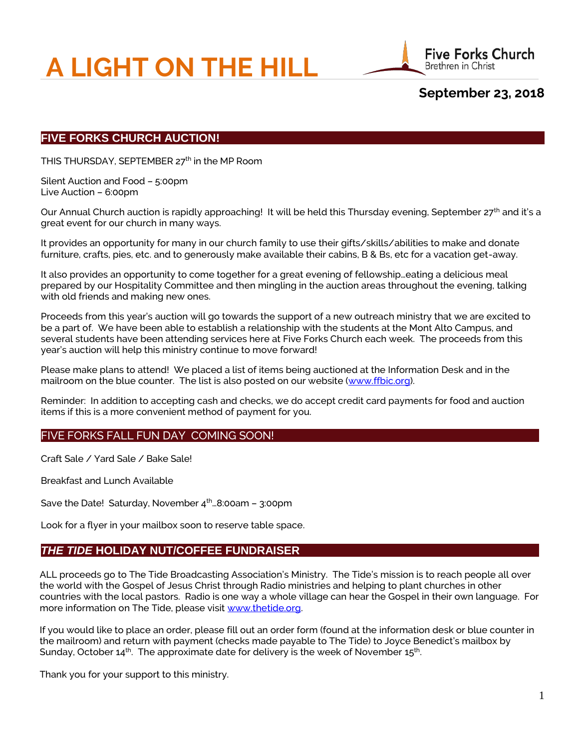# A LIGHT ON THE HILL

Five Forks Church
Brethren in Christ

**September 23, 2018**

## FIVE FORKS CHURCH AUCTION!

THIS THURSDAY, SEPTEMBER 27th in the MP Room

Silent Auction and Food – 5:00pm
Live Auction – 6:00pm

Our Annual Church auction is rapidly approaching! It will be held this Thursday evening, September 27th and it's a great event for our church in many ways.

It provides an opportunity for many in our church family to use their gifts/skills/abilities to make and donate furniture, crafts, pies, etc. and to generously make available their cabins, B & Bs, etc for a vacation get-away.

It also provides an opportunity to come together for a great evening of fellowship…eating a delicious meal prepared by our Hospitality Committee and then mingling in the auction areas throughout the evening, talking with old friends and making new ones.

Proceeds from this year's auction will go towards the support of a new outreach ministry that we are excited to be a part of. We have been able to establish a relationship with the students at the Mont Alto Campus, and several students have been attending services here at Five Forks Church each week. The proceeds from this year's auction will help this ministry continue to move forward!

Please make plans to attend! We placed a list of items being auctioned at the Information Desk and in the mailroom on the blue counter. The list is also posted on our website (www.ffbic.org).

Reminder: In addition to accepting cash and checks, we do accept credit card payments for food and auction items if this is a more convenient method of payment for you.

## FIVE FORKS FALL FUN DAY COMING SOON!

Craft Sale / Yard Sale / Bake Sale!

Breakfast and Lunch Available

Save the Date! Saturday, November 4th…8:00am – 3:00pm

Look for a flyer in your mailbox soon to reserve table space.

## *THE TIDE* HOLIDAY NUT/COFFEE FUNDRAISER

ALL proceeds go to The Tide Broadcasting Association's Ministry. The Tide's mission is to reach people all over the world with the Gospel of Jesus Christ through Radio ministries and helping to plant churches in other countries with the local pastors. Radio is one way a whole village can hear the Gospel in their own language. For more information on The Tide, please visit www.thetide.org.

If you would like to place an order, please fill out an order form (found at the information desk or blue counter in the mailroom) and return with payment (checks made payable to The Tide) to Joyce Benedict's mailbox by Sunday, October 14th. The approximate date for delivery is the week of November 15th.

Thank you for your support to this ministry.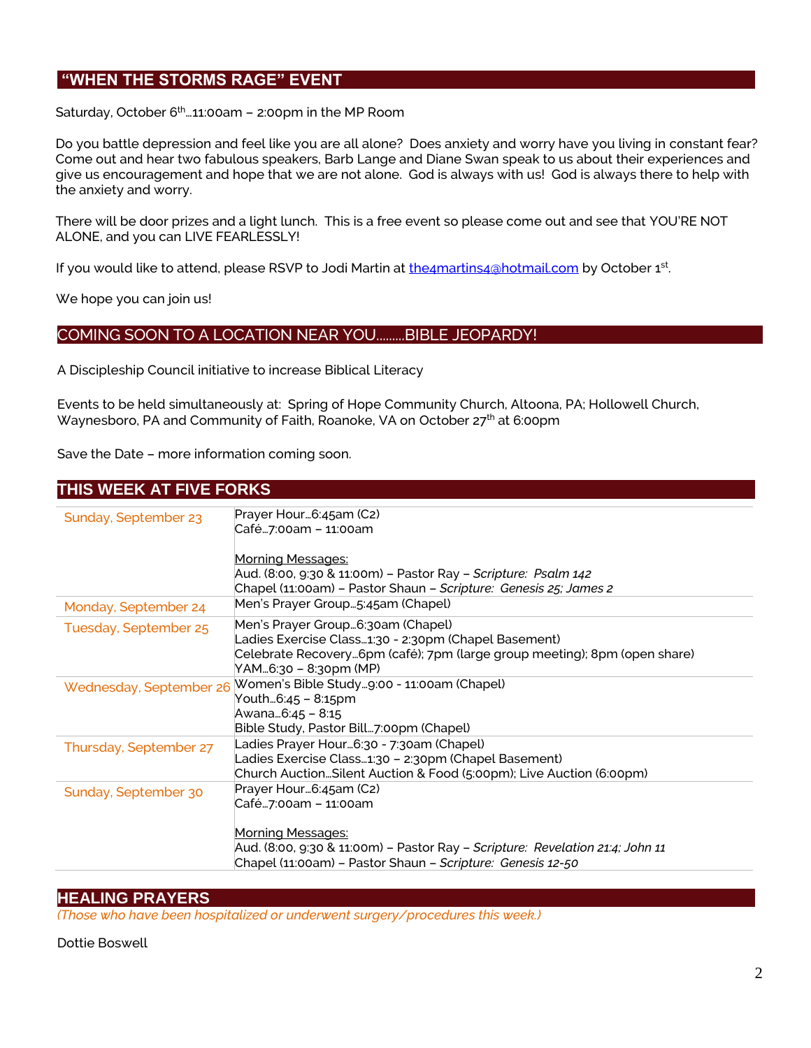## "WHEN THE STORMS RAGE" EVENT

Saturday, October 6th…11:00am – 2:00pm in the MP Room

Do you battle depression and feel like you are all alone? Does anxiety and worry have you living in constant fear? Come out and hear two fabulous speakers, Barb Lange and Diane Swan speak to us about their experiences and give us encouragement and hope that we are not alone. God is always with us! God is always there to help with the anxiety and worry.

There will be door prizes and a light lunch. This is a free event so please come out and see that YOU'RE NOT ALONE, and you can LIVE FEARLESSLY!

If you would like to attend, please RSVP to Jodi Martin at the4martins4@hotmail.com by October 1st.

We hope you can join us!

## COMING SOON TO A LOCATION NEAR YOU………BIBLE JEOPARDY!

A Discipleship Council initiative to increase Biblical Literacy

Events to be held simultaneously at: Spring of Hope Community Church, Altoona, PA; Hollowell Church, Waynesboro, PA and Community of Faith, Roanoke, VA on October 27th at 6:00pm

Save the Date – more information coming soon.

## THIS WEEK AT FIVE FORKS

| | |
|---|---|
| Sunday, September 23 | Prayer Hour…6:45am (C2)<br>Café…7:00am – 11:00am<br><br>Morning Messages:<br>Aud. (8:00, 9:30 & 11:00m) – Pastor Ray – *Scripture: Psalm 142*<br>Chapel (11:00am) – Pastor Shaun – *Scripture: Genesis 25; James 2* |
| Monday, September 24 | Men's Prayer Group…5:45am (Chapel) |
| Tuesday, September 25 | Men's Prayer Group…6:30am (Chapel)<br>Ladies Exercise Class…1:30 - 2:30pm (Chapel Basement)<br>Celebrate Recovery…6pm (café); 7pm (large group meeting); 8pm (open share)<br>YAM…6:30 – 8:30pm (MP) |
| Wednesday, September 26 | Women's Bible Study…9:00 - 11:00am (Chapel)<br>Youth…6:45 – 8:15pm<br>Awana…6:45 – 8:15<br>Bible Study, Pastor Bill…7:00pm (Chapel) |
| Thursday, September 27 | Ladies Prayer Hour…6:30 - 7:30am (Chapel)<br>Ladies Exercise Class…1:30 – 2:30pm (Chapel Basement)<br>Church Auction…Silent Auction & Food (5:00pm); Live Auction (6:00pm) |
| Sunday, September 30 | Prayer Hour…6:45am (C2)<br>Café…7:00am – 11:00am<br><br>Morning Messages:<br>Aud. (8:00, 9:30 & 11:00m) – Pastor Ray – *Scripture: Revelation 21:4; John 11*<br>Chapel (11:00am) – Pastor Shaun – *Scripture: Genesis 12-50* |

## HEALING PRAYERS

*(Those who have been hospitalized or underwent surgery/procedures this week.)*

Dottie Boswell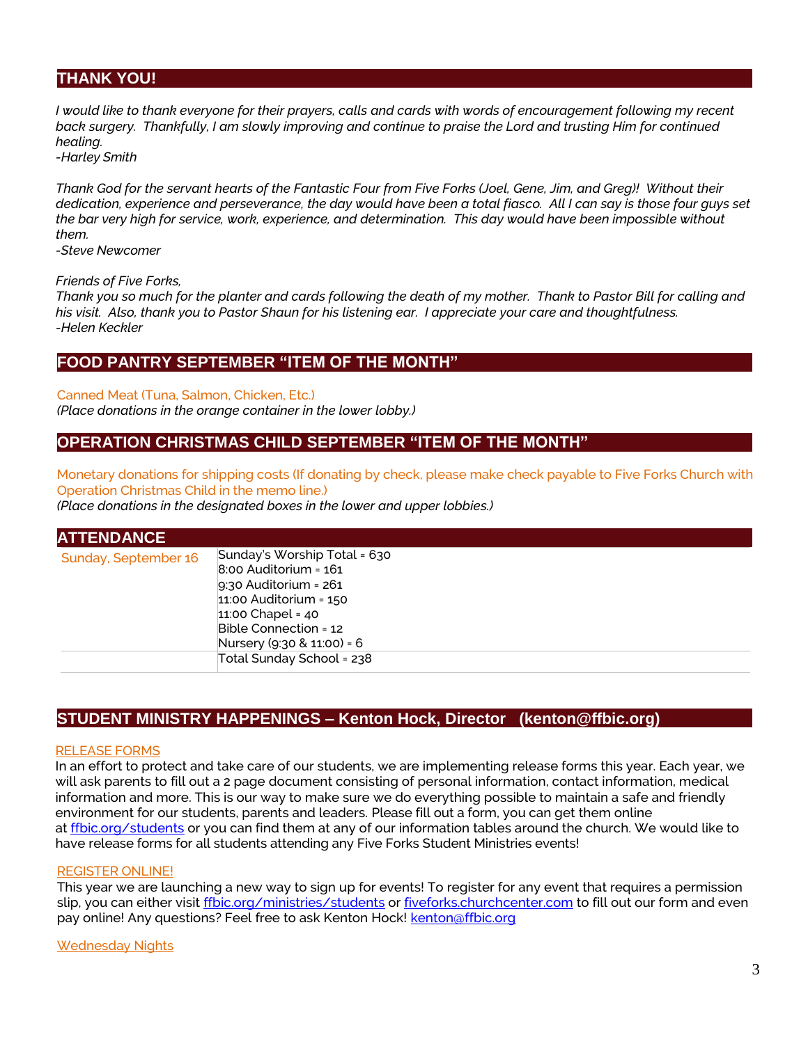## THANK YOU!

*I would like to thank everyone for their prayers, calls and cards with words of encouragement following my recent back surgery. Thankfully, I am slowly improving and continue to praise the Lord and trusting Him for continued healing.*
*-Harley Smith*

*Thank God for the servant hearts of the Fantastic Four from Five Forks (Joel, Gene, Jim, and Greg)! Without their dedication, experience and perseverance, the day would have been a total fiasco. All I can say is those four guys set the bar very high for service, work, experience, and determination. This day would have been impossible without them.*
*-Steve Newcomer*

*Friends of Five Forks,*
*Thank you so much for the planter and cards following the death of my mother. Thank to Pastor Bill for calling and his visit. Also, thank you to Pastor Shaun for his listening ear. I appreciate your care and thoughtfulness.*
*-Helen Keckler*

## FOOD PANTRY SEPTEMBER "ITEM OF THE MONTH"

Canned Meat (Tuna, Salmon, Chicken, Etc.)
*(Place donations in the orange container in the lower lobby.)*

## OPERATION CHRISTMAS CHILD SEPTEMBER "ITEM OF THE MONTH"

Monetary donations for shipping costs (If donating by check, please make check payable to Five Forks Church with Operation Christmas Child in the memo line.)
*(Place donations in the designated boxes in the lower and upper lobbies.)*

## ATTENDANCE

| | |
|---|---|
| Sunday, September 16 | Sunday's Worship Total = 630<br>8:00 Auditorium = 161<br>9:30 Auditorium = 261<br>11:00 Auditorium = 150<br>11:00 Chapel = 40<br>Bible Connection = 12<br>Nursery (9:30 & 11:00) = 6 |
| | Total Sunday School = 238 |

## STUDENT MINISTRY HAPPENINGS – Kenton Hock, Director (kenton@ffbic.org)

RELEASE FORMS

In an effort to protect and take care of our students, we are implementing release forms this year. Each year, we will ask parents to fill out a 2 page document consisting of personal information, contact information, medical information and more. This is our way to make sure we do everything possible to maintain a safe and friendly environment for our students, parents and leaders. Please fill out a form, you can get them online at ffbic.org/students or you can find them at any of our information tables around the church. We would like to have release forms for all students attending any Five Forks Student Ministries events!

REGISTER ONLINE!

This year we are launching a new way to sign up for events! To register for any event that requires a permission slip, you can either visit ffbic.org/ministries/students or fiveforks.churchcenter.com to fill out our form and even pay online! Any questions? Feel free to ask Kenton Hock! kenton@ffbic.org

Wednesday Nights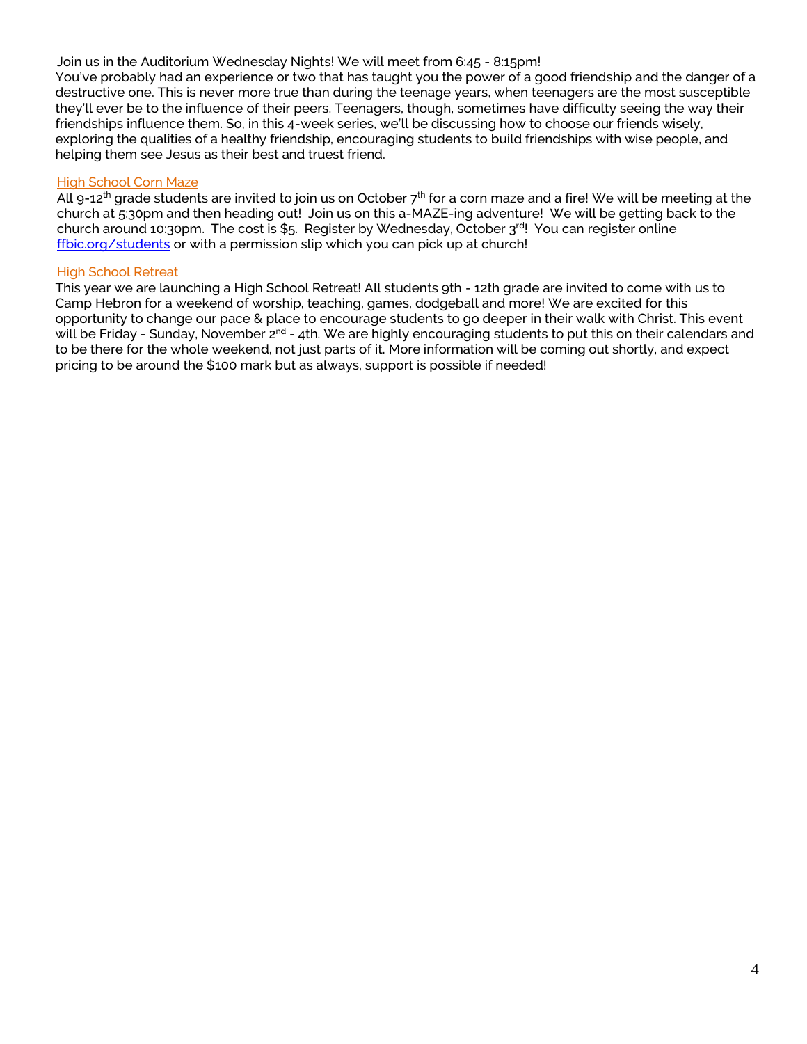Join us in the Auditorium Wednesday Nights! We will meet from 6:45 - 8:15pm!
You've probably had an experience or two that has taught you the power of a good friendship and the danger of a destructive one. This is never more true than during the teenage years, when teenagers are the most susceptible they'll ever be to the influence of their peers. Teenagers, though, sometimes have difficulty seeing the way their friendships influence them. So, in this 4-week series, we'll be discussing how to choose our friends wisely, exploring the qualities of a healthy friendship, encouraging students to build friendships with wise people, and helping them see Jesus as their best and truest friend.

## High School Corn Maze

All 9-12th grade students are invited to join us on October 7th for a corn maze and a fire! We will be meeting at the church at 5:30pm and then heading out! Join us on this a-MAZE-ing adventure! We will be getting back to the church around 10:30pm. The cost is $5. Register by Wednesday, October 3rd! You can register online ffbic.org/students or with a permission slip which you can pick up at church!

## High School Retreat

This year we are launching a High School Retreat! All students 9th - 12th grade are invited to come with us to Camp Hebron for a weekend of worship, teaching, games, dodgeball and more! We are excited for this opportunity to change our pace & place to encourage students to go deeper in their walk with Christ. This event will be Friday - Sunday, November 2nd - 4th. We are highly encouraging students to put this on their calendars and to be there for the whole weekend, not just parts of it. More information will be coming out shortly, and expect pricing to be around the $100 mark but as always, support is possible if needed!